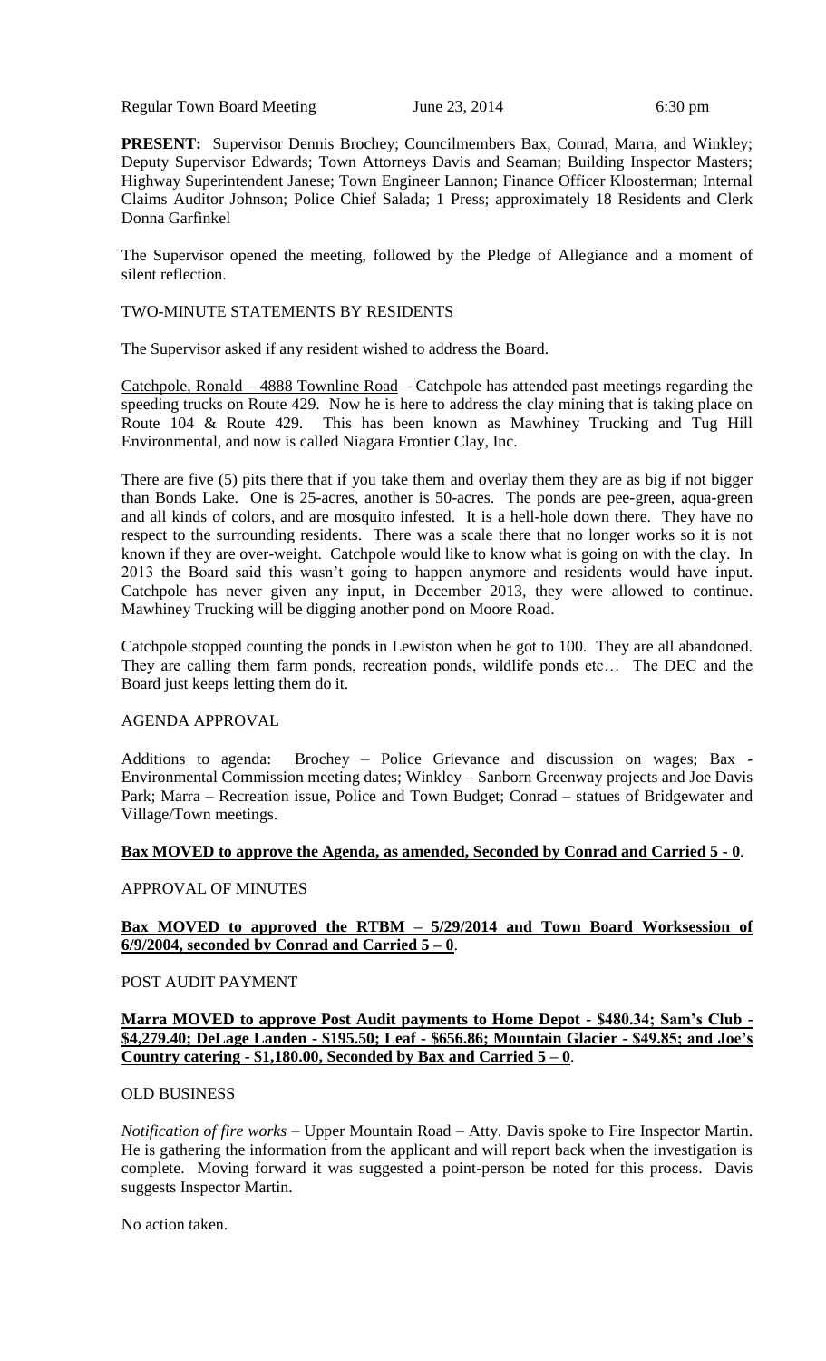Regular Town Board Meeting June 23, 2014 6:30 pm

**PRESENT:** Supervisor Dennis Brochey; Councilmembers Bax, Conrad, Marra, and Winkley; Deputy Supervisor Edwards; Town Attorneys Davis and Seaman; Building Inspector Masters; Highway Superintendent Janese; Town Engineer Lannon; Finance Officer Kloosterman; Internal Claims Auditor Johnson; Police Chief Salada; 1 Press; approximately 18 Residents and Clerk Donna Garfinkel

The Supervisor opened the meeting, followed by the Pledge of Allegiance and a moment of silent reflection.

TWO-MINUTE STATEMENTS BY RESIDENTS

The Supervisor asked if any resident wished to address the Board.

Catchpole, Ronald – 4888 Townline Road – Catchpole has attended past meetings regarding the speeding trucks on Route 429. Now he is here to address the clay mining that is taking place on Route 104 & Route 429. This has been known as Mawhiney Trucking and Tug Hill Environmental, and now is called Niagara Frontier Clay, Inc.

There are five (5) pits there that if you take them and overlay them they are as big if not bigger than Bonds Lake. One is 25-acres, another is 50-acres. The ponds are pee-green, aqua-green and all kinds of colors, and are mosquito infested. It is a hell-hole down there. They have no respect to the surrounding residents. There was a scale there that no longer works so it is not known if they are over-weight. Catchpole would like to know what is going on with the clay. In 2013 the Board said this wasn't going to happen anymore and residents would have input. Catchpole has never given any input, in December 2013, they were allowed to continue. Mawhiney Trucking will be digging another pond on Moore Road.

Catchpole stopped counting the ponds in Lewiston when he got to 100. They are all abandoned. They are calling them farm ponds, recreation ponds, wildlife ponds etc… The DEC and the Board just keeps letting them do it.

AGENDA APPROVAL

Additions to agenda: Brochey – Police Grievance and discussion on wages; Bax - Environmental Commission meeting dates; Winkley – Sanborn Greenway projects and Joe Davis Park; Marra – Recreation issue, Police and Town Budget; Conrad – statues of Bridgewater and Village/Town meetings.

**Bax MOVED to approve the Agenda, as amended, Seconded by Conrad and Carried 5 - 0**.

APPROVAL OF MINUTES

**Bax MOVED to approved the RTBM – 5/29/2014 and Town Board Worksession of 6/9/2004, seconded by Conrad and Carried 5 – 0**.

POST AUDIT PAYMENT

**Marra MOVED to approve Post Audit payments to Home Depot - $480.34; Sam's Club - $4,279.40; DeLage Landen - $195.50; Leaf - $656.86; Mountain Glacier - $49.85; and Joe's Country catering - $1,180.00, Seconded by Bax and Carried 5 – 0**.

OLD BUSINESS

*Notification of fire works* – Upper Mountain Road – Atty. Davis spoke to Fire Inspector Martin. He is gathering the information from the applicant and will report back when the investigation is complete. Moving forward it was suggested a point-person be noted for this process. Davis suggests Inspector Martin.

No action taken.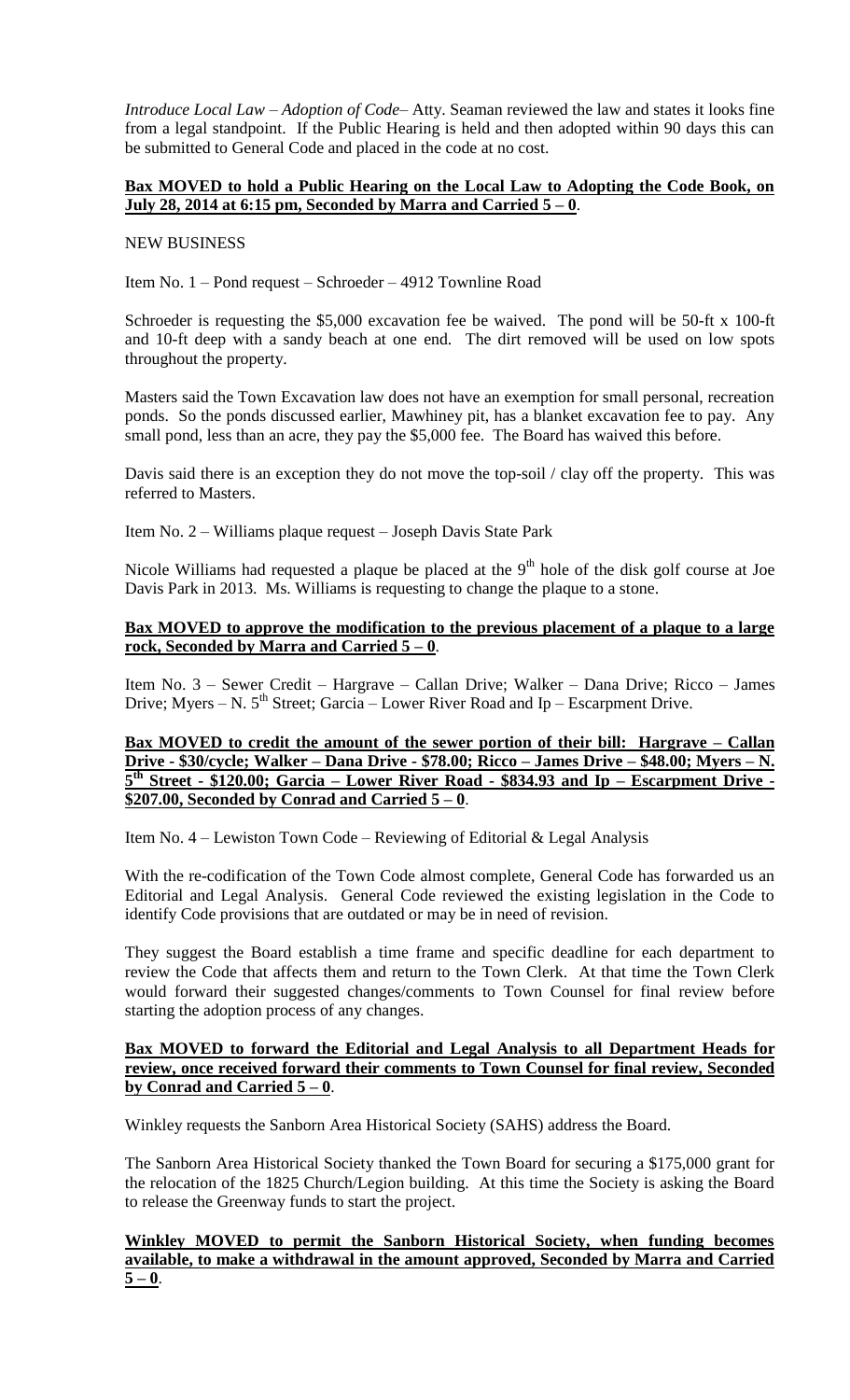*Introduce Local Law – Adoption of Code*– Atty. Seaman reviewed the law and states it looks fine from a legal standpoint. If the Public Hearing is held and then adopted within 90 days this can be submitted to General Code and placed in the code at no cost.

**Bax MOVED to hold a Public Hearing on the Local Law to Adopting the Code Book, on July 28, 2014 at 6:15 pm, Seconded by Marra and Carried 5 – 0**.

NEW BUSINESS

Item No. 1 – Pond request – Schroeder – 4912 Townline Road

Schroeder is requesting the $5,000 excavation fee be waived. The pond will be 50-ft x 100-ft and 10-ft deep with a sandy beach at one end. The dirt removed will be used on low spots throughout the property.

Masters said the Town Excavation law does not have an exemption for small personal, recreation ponds. So the ponds discussed earlier, Mawhiney pit, has a blanket excavation fee to pay. Any small pond, less than an acre, they pay the $5,000 fee. The Board has waived this before.

Davis said there is an exception they do not move the top-soil / clay off the property. This was referred to Masters.

Item No. 2 – Williams plaque request – Joseph Davis State Park

Nicole Williams had requested a plaque be placed at the 9th hole of the disk golf course at Joe Davis Park in 2013. Ms. Williams is requesting to change the plaque to a stone.

**Bax MOVED to approve the modification to the previous placement of a plaque to a large rock, Seconded by Marra and Carried 5 – 0**.

Item No. 3 – Sewer Credit – Hargrave – Callan Drive; Walker – Dana Drive; Ricco – James Drive; Myers – N. 5th Street; Garcia – Lower River Road and Ip – Escarpment Drive.

**Bax MOVED to credit the amount of the sewer portion of their bill: Hargrave – Callan Drive - $30/cycle; Walker – Dana Drive - $78.00; Ricco – James Drive – $48.00; Myers – N. 5th Street - $120.00; Garcia – Lower River Road - $834.93 and Ip – Escarpment Drive - $207.00, Seconded by Conrad and Carried 5 – 0**.

Item No. 4 – Lewiston Town Code – Reviewing of Editorial & Legal Analysis

With the re-codification of the Town Code almost complete, General Code has forwarded us an Editorial and Legal Analysis. General Code reviewed the existing legislation in the Code to identify Code provisions that are outdated or may be in need of revision.

They suggest the Board establish a time frame and specific deadline for each department to review the Code that affects them and return to the Town Clerk. At that time the Town Clerk would forward their suggested changes/comments to Town Counsel for final review before starting the adoption process of any changes.

**Bax MOVED to forward the Editorial and Legal Analysis to all Department Heads for review, once received forward their comments to Town Counsel for final review, Seconded by Conrad and Carried 5 – 0**.

Winkley requests the Sanborn Area Historical Society (SAHS) address the Board.

The Sanborn Area Historical Society thanked the Town Board for securing a $175,000 grant for the relocation of the 1825 Church/Legion building. At this time the Society is asking the Board to release the Greenway funds to start the project.

**Winkley MOVED to permit the Sanborn Historical Society, when funding becomes available, to make a withdrawal in the amount approved, Seconded by Marra and Carried 5 – 0**.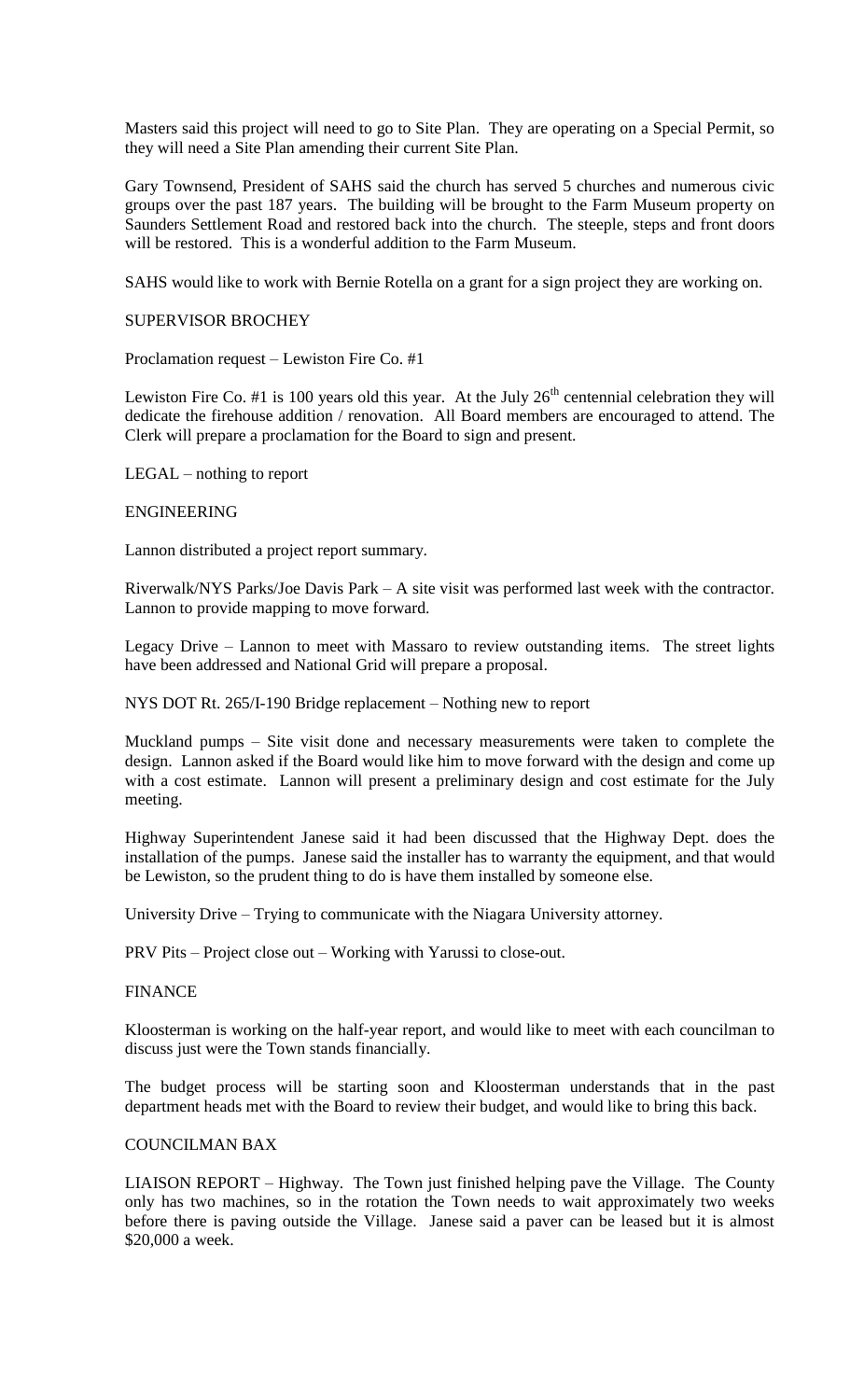Masters said this project will need to go to Site Plan. They are operating on a Special Permit, so they will need a Site Plan amending their current Site Plan.

Gary Townsend, President of SAHS said the church has served 5 churches and numerous civic groups over the past 187 years. The building will be brought to the Farm Museum property on Saunders Settlement Road and restored back into the church. The steeple, steps and front doors will be restored. This is a wonderful addition to the Farm Museum.

SAHS would like to work with Bernie Rotella on a grant for a sign project they are working on.

SUPERVISOR BROCHEY

Proclamation request – Lewiston Fire Co. #1

Lewiston Fire Co. #1 is 100 years old this year. At the July 26th centennial celebration they will dedicate the firehouse addition / renovation. All Board members are encouraged to attend. The Clerk will prepare a proclamation for the Board to sign and present.

LEGAL – nothing to report

ENGINEERING

Lannon distributed a project report summary.

Riverwalk/NYS Parks/Joe Davis Park – A site visit was performed last week with the contractor. Lannon to provide mapping to move forward.

Legacy Drive – Lannon to meet with Massaro to review outstanding items. The street lights have been addressed and National Grid will prepare a proposal.

NYS DOT Rt. 265/I-190 Bridge replacement – Nothing new to report

Muckland pumps – Site visit done and necessary measurements were taken to complete the design. Lannon asked if the Board would like him to move forward with the design and come up with a cost estimate. Lannon will present a preliminary design and cost estimate for the July meeting.

Highway Superintendent Janese said it had been discussed that the Highway Dept. does the installation of the pumps. Janese said the installer has to warranty the equipment, and that would be Lewiston, so the prudent thing to do is have them installed by someone else.

University Drive – Trying to communicate with the Niagara University attorney.

PRV Pits – Project close out – Working with Yarussi to close-out.

FINANCE

Kloosterman is working on the half-year report, and would like to meet with each councilman to discuss just were the Town stands financially.

The budget process will be starting soon and Kloosterman understands that in the past department heads met with the Board to review their budget, and would like to bring this back.

COUNCILMAN BAX

LIAISON REPORT – Highway. The Town just finished helping pave the Village. The County only has two machines, so in the rotation the Town needs to wait approximately two weeks before there is paving outside the Village. Janese said a paver can be leased but it is almost $20,000 a week.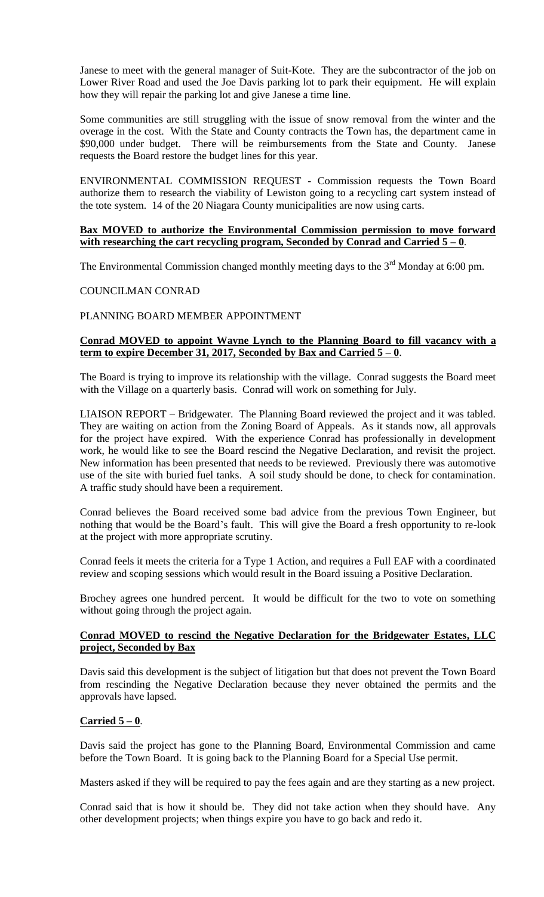Janese to meet with the general manager of Suit-Kote. They are the subcontractor of the job on Lower River Road and used the Joe Davis parking lot to park their equipment. He will explain how they will repair the parking lot and give Janese a time line.

Some communities are still struggling with the issue of snow removal from the winter and the overage in the cost. With the State and County contracts the Town has, the department came in $90,000 under budget. There will be reimbursements from the State and County. Janese requests the Board restore the budget lines for this year.

ENVIRONMENTAL COMMISSION REQUEST - Commission requests the Town Board authorize them to research the viability of Lewiston going to a recycling cart system instead of the tote system. 14 of the 20 Niagara County municipalities are now using carts.

**Bax MOVED to authorize the Environmental Commission permission to move forward with researching the cart recycling program, Seconded by Conrad and Carried 5 – 0.**

The Environmental Commission changed monthly meeting days to the 3rd Monday at 6:00 pm.

COUNCILMAN CONRAD

PLANNING BOARD MEMBER APPOINTMENT

**Conrad MOVED to appoint Wayne Lynch to the Planning Board to fill vacancy with a term to expire December 31, 2017, Seconded by Bax and Carried 5 – 0.**

The Board is trying to improve its relationship with the village. Conrad suggests the Board meet with the Village on a quarterly basis. Conrad will work on something for July.

LIAISON REPORT – Bridgewater. The Planning Board reviewed the project and it was tabled. They are waiting on action from the Zoning Board of Appeals. As it stands now, all approvals for the project have expired. With the experience Conrad has professionally in development work, he would like to see the Board rescind the Negative Declaration, and revisit the project. New information has been presented that needs to be reviewed. Previously there was automotive use of the site with buried fuel tanks. A soil study should be done, to check for contamination. A traffic study should have been a requirement.

Conrad believes the Board received some bad advice from the previous Town Engineer, but nothing that would be the Board's fault. This will give the Board a fresh opportunity to re-look at the project with more appropriate scrutiny.

Conrad feels it meets the criteria for a Type 1 Action, and requires a Full EAF with a coordinated review and scoping sessions which would result in the Board issuing a Positive Declaration.

Brochey agrees one hundred percent. It would be difficult for the two to vote on something without going through the project again.

**Conrad MOVED to rescind the Negative Declaration for the Bridgewater Estates, LLC project, Seconded by Bax**

Davis said this development is the subject of litigation but that does not prevent the Town Board from rescinding the Negative Declaration because they never obtained the permits and the approvals have lapsed.

**Carried 5 – 0.**

Davis said the project has gone to the Planning Board, Environmental Commission and came before the Town Board. It is going back to the Planning Board for a Special Use permit.

Masters asked if they will be required to pay the fees again and are they starting as a new project.

Conrad said that is how it should be. They did not take action when they should have. Any other development projects; when things expire you have to go back and redo it.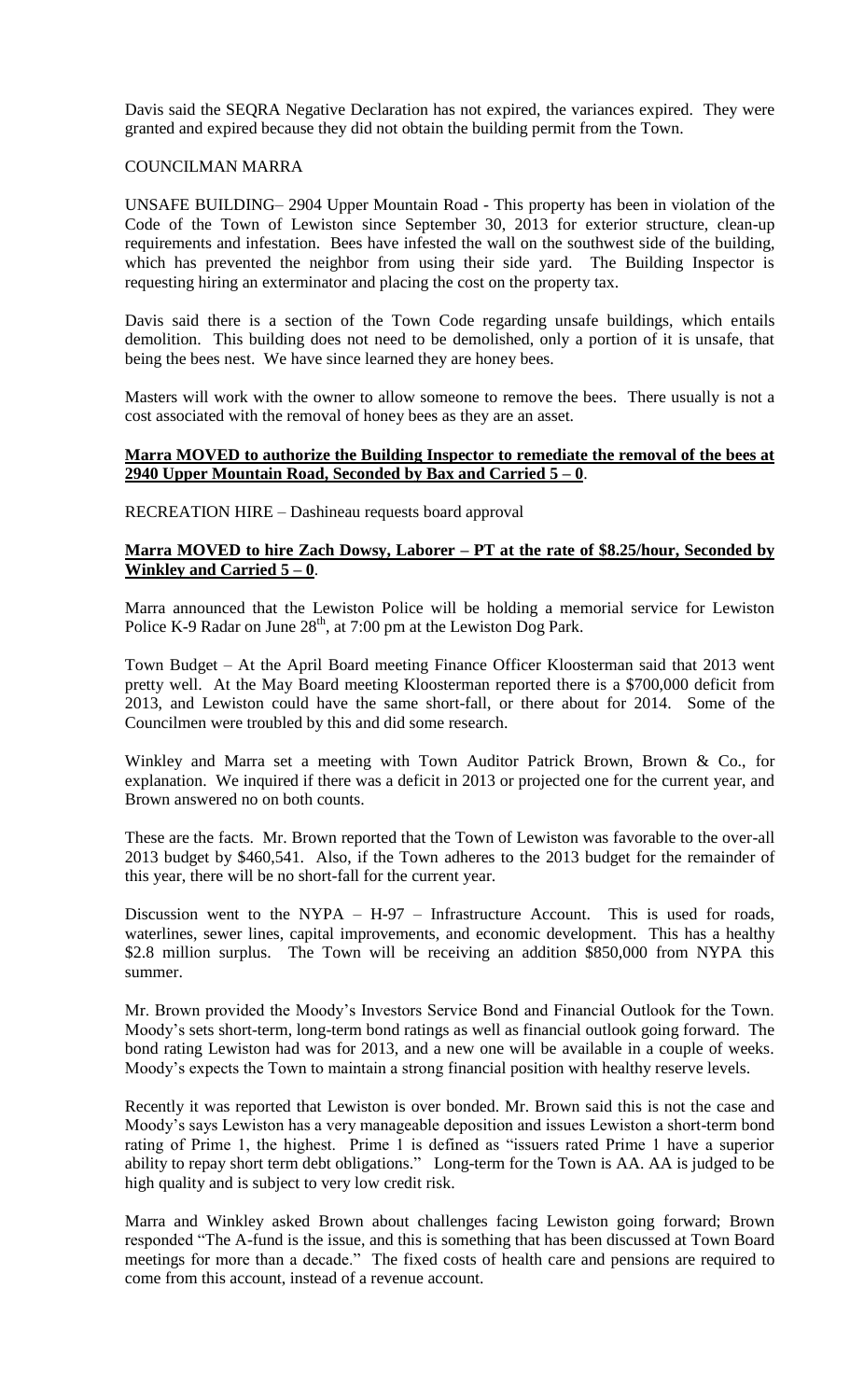Davis said the SEQRA Negative Declaration has not expired, the variances expired. They were granted and expired because they did not obtain the building permit from the Town.

COUNCILMAN MARRA

UNSAFE BUILDING– 2904 Upper Mountain Road - This property has been in violation of the Code of the Town of Lewiston since September 30, 2013 for exterior structure, clean-up requirements and infestation. Bees have infested the wall on the southwest side of the building, which has prevented the neighbor from using their side yard. The Building Inspector is requesting hiring an exterminator and placing the cost on the property tax.

Davis said there is a section of the Town Code regarding unsafe buildings, which entails demolition. This building does not need to be demolished, only a portion of it is unsafe, that being the bees nest. We have since learned they are honey bees.

Masters will work with the owner to allow someone to remove the bees. There usually is not a cost associated with the removal of honey bees as they are an asset.

**Marra MOVED to authorize the Building Inspector to remediate the removal of the bees at 2940 Upper Mountain Road, Seconded by Bax and Carried 5 – 0**.

RECREATION HIRE – Dashineau requests board approval

**Marra MOVED to hire Zach Dowsy, Laborer – PT at the rate of $8.25/hour, Seconded by Winkley and Carried 5 – 0**.

Marra announced that the Lewiston Police will be holding a memorial service for Lewiston Police K-9 Radar on June 28th, at 7:00 pm at the Lewiston Dog Park.

Town Budget – At the April Board meeting Finance Officer Kloosterman said that 2013 went pretty well. At the May Board meeting Kloosterman reported there is a $700,000 deficit from 2013, and Lewiston could have the same short-fall, or there about for 2014. Some of the Councilmen were troubled by this and did some research.

Winkley and Marra set a meeting with Town Auditor Patrick Brown, Brown & Co., for explanation. We inquired if there was a deficit in 2013 or projected one for the current year, and Brown answered no on both counts.

These are the facts. Mr. Brown reported that the Town of Lewiston was favorable to the over-all 2013 budget by $460,541. Also, if the Town adheres to the 2013 budget for the remainder of this year, there will be no short-fall for the current year.

Discussion went to the NYPA – H-97 – Infrastructure Account. This is used for roads, waterlines, sewer lines, capital improvements, and economic development. This has a healthy $2.8 million surplus. The Town will be receiving an addition $850,000 from NYPA this summer.

Mr. Brown provided the Moody's Investors Service Bond and Financial Outlook for the Town. Moody's sets short-term, long-term bond ratings as well as financial outlook going forward. The bond rating Lewiston had was for 2013, and a new one will be available in a couple of weeks. Moody's expects the Town to maintain a strong financial position with healthy reserve levels.

Recently it was reported that Lewiston is over bonded. Mr. Brown said this is not the case and Moody's says Lewiston has a very manageable deposition and issues Lewiston a short-term bond rating of Prime 1, the highest. Prime 1 is defined as "issuers rated Prime 1 have a superior ability to repay short term debt obligations." Long-term for the Town is AA. AA is judged to be high quality and is subject to very low credit risk.

Marra and Winkley asked Brown about challenges facing Lewiston going forward; Brown responded "The A-fund is the issue, and this is something that has been discussed at Town Board meetings for more than a decade." The fixed costs of health care and pensions are required to come from this account, instead of a revenue account.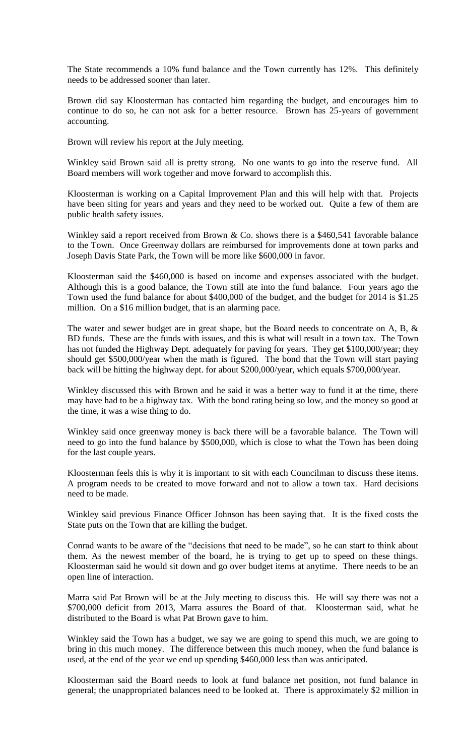The State recommends a 10% fund balance and the Town currently has 12%. This definitely needs to be addressed sooner than later.

Brown did say Kloosterman has contacted him regarding the budget, and encourages him to continue to do so, he can not ask for a better resource. Brown has 25-years of government accounting.

Brown will review his report at the July meeting.

Winkley said Brown said all is pretty strong. No one wants to go into the reserve fund. All Board members will work together and move forward to accomplish this.

Kloosterman is working on a Capital Improvement Plan and this will help with that. Projects have been siting for years and years and they need to be worked out. Quite a few of them are public health safety issues.

Winkley said a report received from Brown & Co. shows there is a $460,541 favorable balance to the Town. Once Greenway dollars are reimbursed for improvements done at town parks and Joseph Davis State Park, the Town will be more like $600,000 in favor.

Kloosterman said the $460,000 is based on income and expenses associated with the budget. Although this is a good balance, the Town still ate into the fund balance. Four years ago the Town used the fund balance for about $400,000 of the budget, and the budget for 2014 is $1.25 million. On a $16 million budget, that is an alarming pace.

The water and sewer budget are in great shape, but the Board needs to concentrate on A, B, & BD funds. These are the funds with issues, and this is what will result in a town tax. The Town has not funded the Highway Dept. adequately for paving for years. They get $100,000/year; they should get $500,000/year when the math is figured. The bond that the Town will start paying back will be hitting the highway dept. for about $200,000/year, which equals $700,000/year.

Winkley discussed this with Brown and he said it was a better way to fund it at the time, there may have had to be a highway tax. With the bond rating being so low, and the money so good at the time, it was a wise thing to do.

Winkley said once greenway money is back there will be a favorable balance. The Town will need to go into the fund balance by $500,000, which is close to what the Town has been doing for the last couple years.

Kloosterman feels this is why it is important to sit with each Councilman to discuss these items. A program needs to be created to move forward and not to allow a town tax. Hard decisions need to be made.

Winkley said previous Finance Officer Johnson has been saying that. It is the fixed costs the State puts on the Town that are killing the budget.

Conrad wants to be aware of the "decisions that need to be made", so he can start to think about them. As the newest member of the board, he is trying to get up to speed on these things. Kloosterman said he would sit down and go over budget items at anytime. There needs to be an open line of interaction.

Marra said Pat Brown will be at the July meeting to discuss this. He will say there was not a $700,000 deficit from 2013, Marra assures the Board of that. Kloosterman said, what he distributed to the Board is what Pat Brown gave to him.

Winkley said the Town has a budget, we say we are going to spend this much, we are going to bring in this much money. The difference between this much money, when the fund balance is used, at the end of the year we end up spending $460,000 less than was anticipated.

Kloosterman said the Board needs to look at fund balance net position, not fund balance in general; the unappropriated balances need to be looked at. There is approximately $2 million in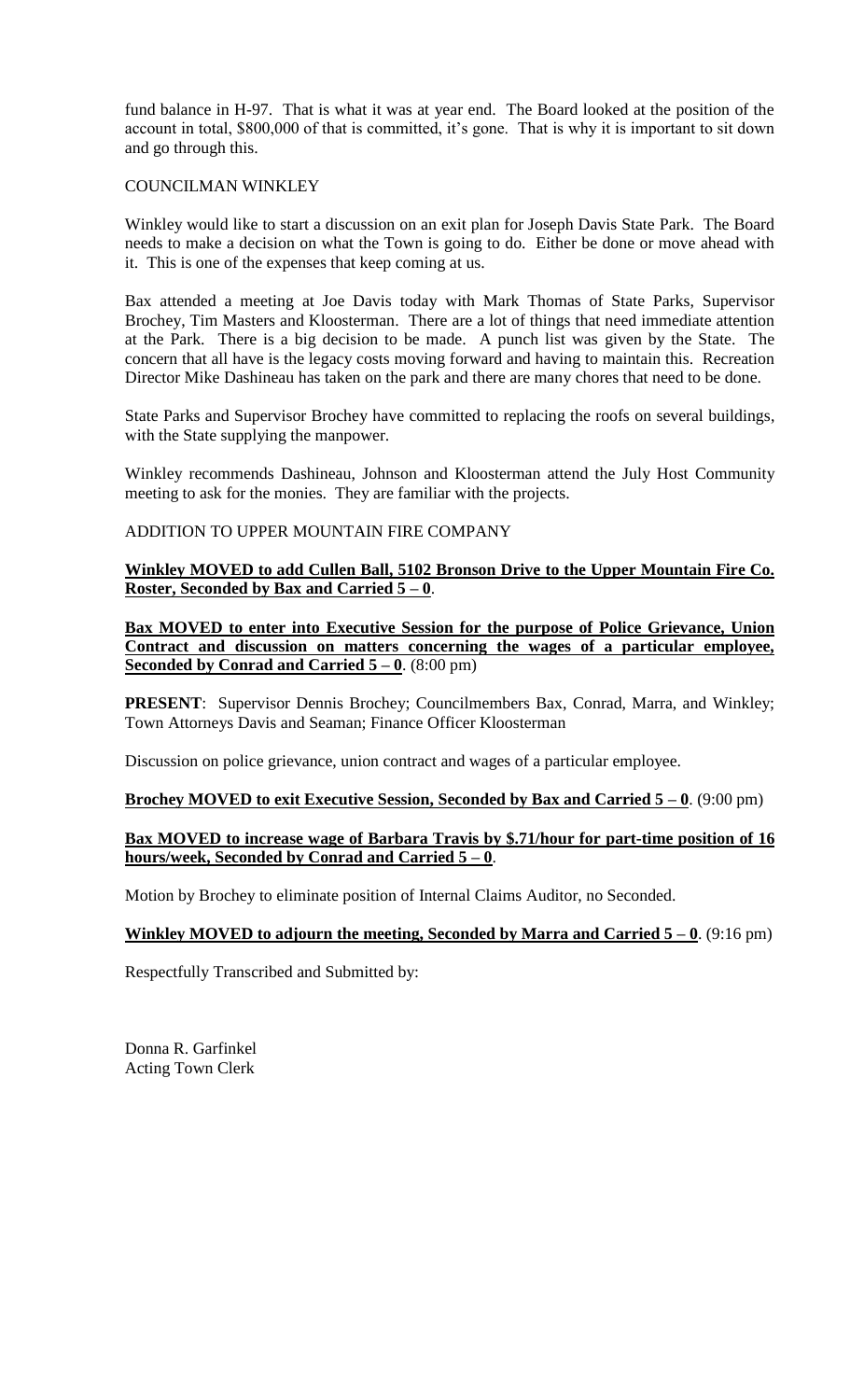fund balance in H-97. That is what it was at year end. The Board looked at the position of the account in total, $800,000 of that is committed, it's gone. That is why it is important to sit down and go through this.

COUNCILMAN WINKLEY

Winkley would like to start a discussion on an exit plan for Joseph Davis State Park. The Board needs to make a decision on what the Town is going to do. Either be done or move ahead with it. This is one of the expenses that keep coming at us.

Bax attended a meeting at Joe Davis today with Mark Thomas of State Parks, Supervisor Brochey, Tim Masters and Kloosterman. There are a lot of things that need immediate attention at the Park. There is a big decision to be made. A punch list was given by the State. The concern that all have is the legacy costs moving forward and having to maintain this. Recreation Director Mike Dashineau has taken on the park and there are many chores that need to be done.

State Parks and Supervisor Brochey have committed to replacing the roofs on several buildings, with the State supplying the manpower.

Winkley recommends Dashineau, Johnson and Kloosterman attend the July Host Community meeting to ask for the monies. They are familiar with the projects.

ADDITION TO UPPER MOUNTAIN FIRE COMPANY

**Winkley MOVED to add Cullen Ball, 5102 Bronson Drive to the Upper Mountain Fire Co. Roster, Seconded by Bax and Carried 5 – 0**.

**Bax MOVED to enter into Executive Session for the purpose of Police Grievance, Union Contract and discussion on matters concerning the wages of a particular employee, Seconded by Conrad and Carried 5 – 0**. (8:00 pm)

**PRESENT**: Supervisor Dennis Brochey; Councilmembers Bax, Conrad, Marra, and Winkley; Town Attorneys Davis and Seaman; Finance Officer Kloosterman

Discussion on police grievance, union contract and wages of a particular employee.

**Brochey MOVED to exit Executive Session, Seconded by Bax and Carried 5 – 0**. (9:00 pm)

**Bax MOVED to increase wage of Barbara Travis by $.71/hour for part-time position of 16 hours/week, Seconded by Conrad and Carried 5 – 0**.

Motion by Brochey to eliminate position of Internal Claims Auditor, no Seconded.

**Winkley MOVED to adjourn the meeting, Seconded by Marra and Carried 5 – 0**. (9:16 pm)

Respectfully Transcribed and Submitted by:

Donna R. Garfinkel
Acting Town Clerk